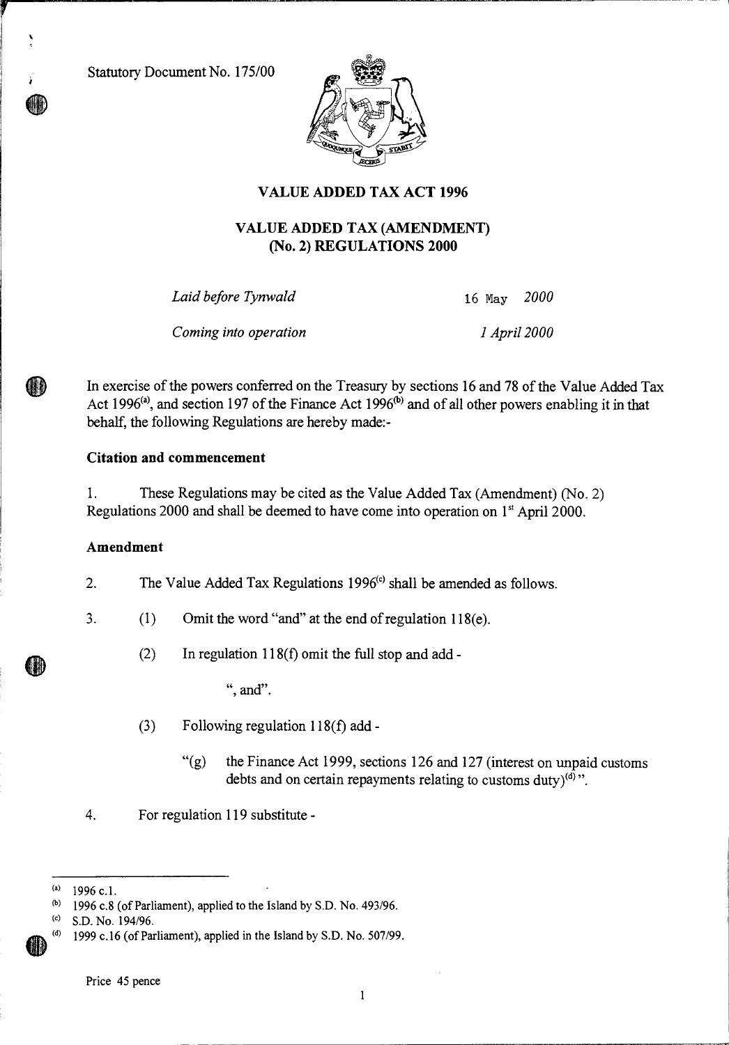Statutory Document No. 175/00

# VALUE ADDED TAX ACT 1996

## VALUE ADDED TAX (AMENDMENT) (No. 2) REGULATIONS 2000

| | |
|---|---|
| *Laid before Tynwald* | 16 May *2000* |
| *Coming into operation* | *1 April 2000* |

In exercise of the powers conferred on the Treasury by sections 16 and 78 of the Value Added Tax Act 1996[(a)], and section 197 of the Finance Act 1996[(b)] and of all other powers enabling it in that behalf, the following Regulations are hereby made:-

### Citation and commencement

1. These Regulations may be cited as the Value Added Tax (Amendment) (No. 2) Regulations 2000 and shall be deemed to have come into operation on 1st April 2000.

### Amendment

2. The Value Added Tax Regulations 1996[(c)] shall be amended as follows.

3. (1) Omit the word "and" at the end of regulation 118(e).

   (2) In regulation 118(f) omit the full stop and add -

   ", and".

   (3) Following regulation 118(f) add -

   "(g) the Finance Act 1999, sections 126 and 127 (interest on unpaid customs debts and on certain repayments relating to customs duty)[(d)]".

4. For regulation 119 substitute -

---

(a) 1996 c.1.

(b) 1996 c.8 (of Parliament), applied to the Island by S.D. No. 493/96.

(c) S.D. No. 194/96.

(d) 1999 c.16 (of Parliament), applied in the Island by S.D. No. 507/99.

Price 45 pence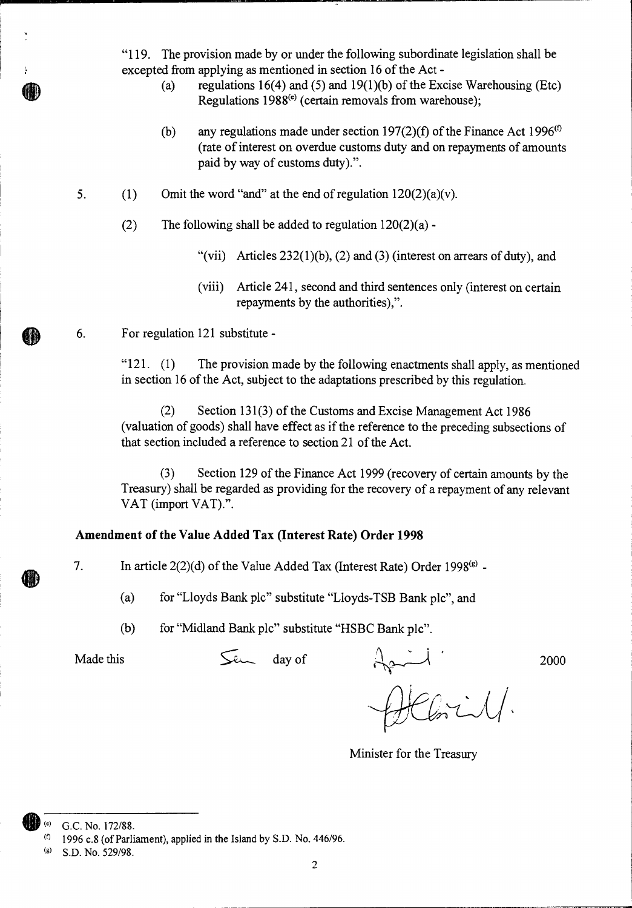"119. The provision made by or under the following subordinate legislation shall be excepted from applying as mentioned in section 16 of the Act -

(a) regulations 16(4) and (5) and 19(1)(b) of the Excise Warehousing (Etc) Regulations 1988[(e)] (certain removals from warehouse);

(b) any regulations made under section 197(2)(f) of the Finance Act 1996[(f)] (rate of interest on overdue customs duty and on repayments of amounts paid by way of customs duty).".

5. (1) Omit the word "and" at the end of regulation 120(2)(a)(v).

(2) The following shall be added to regulation 120(2)(a) -

"(vii) Articles 232(1)(b), (2) and (3) (interest on arrears of duty), and

(viii) Article 241, second and third sentences only (interest on certain repayments by the authorities),".

6. For regulation 121 substitute -

"121. (1) The provision made by the following enactments shall apply, as mentioned in section 16 of the Act, subject to the adaptations prescribed by this regulation.

(2) Section 131(3) of the Customs and Excise Management Act 1986 (valuation of goods) shall have effect as if the reference to the preceding subsections of that section included a reference to section 21 of the Act.

(3) Section 129 of the Finance Act 1999 (recovery of certain amounts by the Treasury) shall be regarded as providing for the recovery of a repayment of any relevant VAT (import VAT).".

**Amendment of the Value Added Tax (Interest Rate) Order 1998**

7. In article 2(2)(d) of the Value Added Tax (Interest Rate) Order 1998[(g)] -

(a) for "Lloyds Bank plc" substitute "Lloyds-TSB Bank plc", and

(b) for "Midland Bank plc" substitute "HSBC Bank plc".

Made this Sev day of April 2000

Minister for the Treasury

---

(e) G.C. No. 172/88.

(f) 1996 c.8 (of Parliament), applied in the Island by S.D. No. 446/96.

(g) S.D. No. 529/98.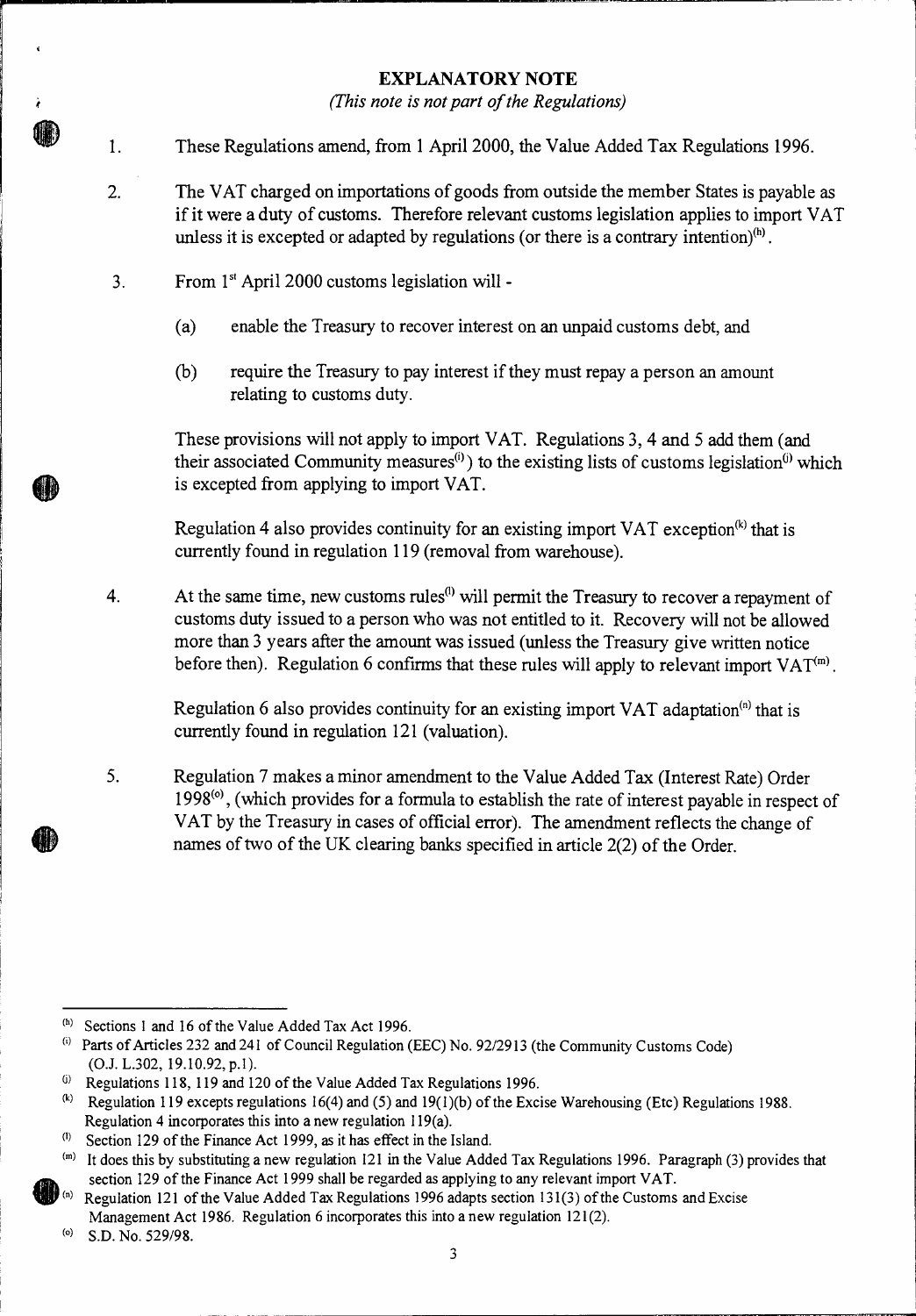# EXPLANATORY NOTE

*(This note is not part of the Regulations)*

1. These Regulations amend, from 1 April 2000, the Value Added Tax Regulations 1996.

2. The VAT charged on importations of goods from outside the member States is payable as if it were a duty of customs. Therefore relevant customs legislation applies to import VAT unless it is excepted or adapted by regulations (or there is a contrary intention)[(h)].

3. From 1st April 2000 customs legislation will -

   (a) enable the Treasury to recover interest on an unpaid customs debt, and

   (b) require the Treasury to pay interest if they must repay a person an amount relating to customs duty.

   These provisions will not apply to import VAT. Regulations 3, 4 and 5 add them (and their associated Community measures[(i)]) to the existing lists of customs legislation[(j)] which is excepted from applying to import VAT.

   Regulation 4 also provides continuity for an existing import VAT exception[(k)] that is currently found in regulation 119 (removal from warehouse).

4. At the same time, new customs rules[(l)] will permit the Treasury to recover a repayment of customs duty issued to a person who was not entitled to it. Recovery will not be allowed more than 3 years after the amount was issued (unless the Treasury give written notice before then). Regulation 6 confirms that these rules will apply to relevant import VAT[(m)].

   Regulation 6 also provides continuity for an existing import VAT adaptation[(n)] that is currently found in regulation 121 (valuation).

5. Regulation 7 makes a minor amendment to the Value Added Tax (Interest Rate) Order 1998[(o)], (which provides for a formula to establish the rate of interest payable in respect of VAT by the Treasury in cases of official error). The amendment reflects the change of names of two of the UK clearing banks specified in article 2(2) of the Order.

---

(h) Sections 1 and 16 of the Value Added Tax Act 1996.

(i) Parts of Articles 232 and 241 of Council Regulation (EEC) No. 92/2913 (the Community Customs Code) (O.J. L.302, 19.10.92, p.1).

(j) Regulations 118, 119 and 120 of the Value Added Tax Regulations 1996.

(k) Regulation 119 excepts regulations 16(4) and (5) and 19(1)(b) of the Excise Warehousing (Etc) Regulations 1988. Regulation 4 incorporates this into a new regulation 119(a).

(l) Section 129 of the Finance Act 1999, as it has effect in the Island.

(m) It does this by substituting a new regulation 121 in the Value Added Tax Regulations 1996. Paragraph (3) provides that section 129 of the Finance Act 1999 shall be regarded as applying to any relevant import VAT.

(n) Regulation 121 of the Value Added Tax Regulations 1996 adapts section 131(3) of the Customs and Excise Management Act 1986. Regulation 6 incorporates this into a new regulation 121(2).

(o) S.D. No. 529/98.